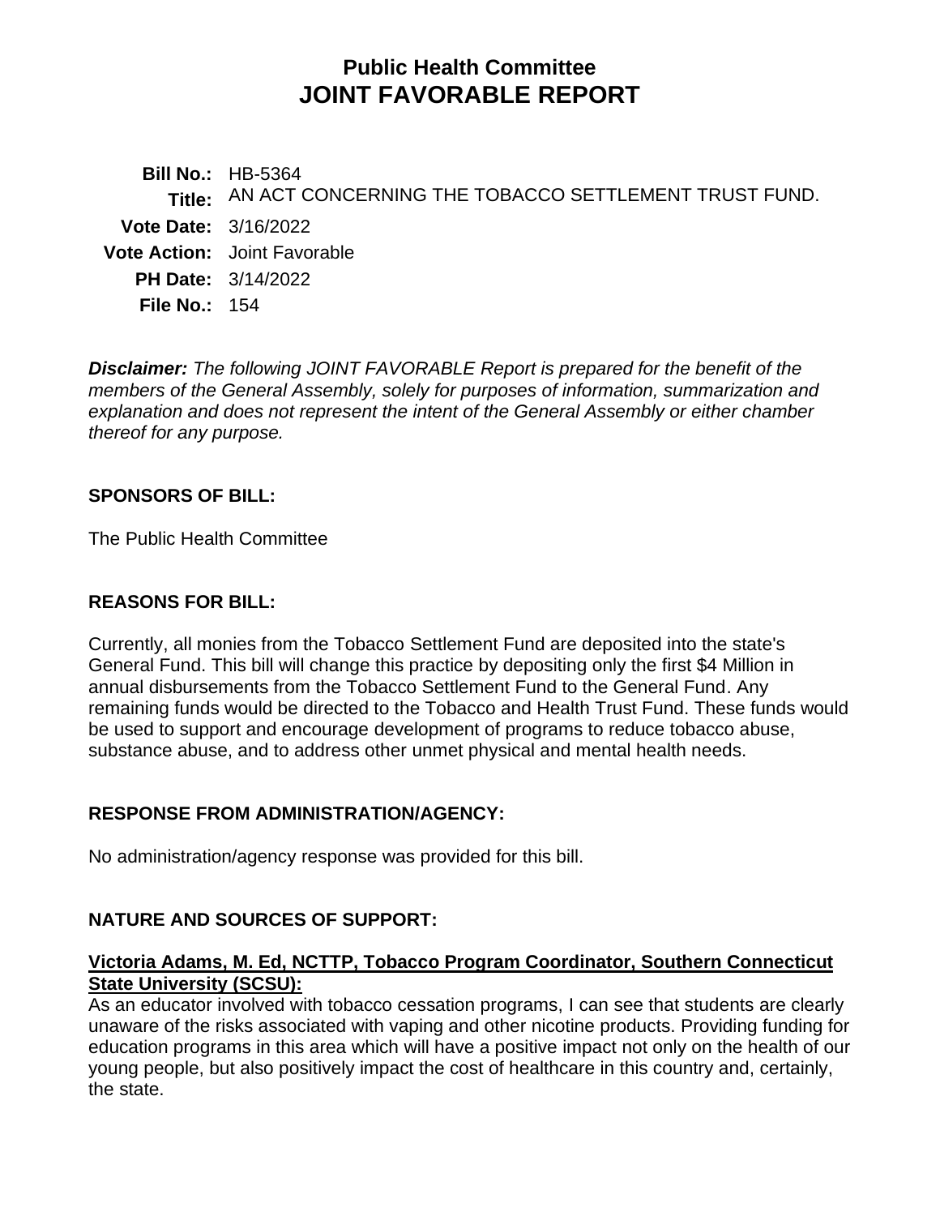# Public Health Committee
# JOINT FAVORABLE REPORT

**Bill No.:** HB-5364
**Title:** AN ACT CONCERNING THE TOBACCO SETTLEMENT TRUST FUND.
**Vote Date:** 3/16/2022
**Vote Action:** Joint Favorable
**PH Date:** 3/14/2022
**File No.:** 154

***Disclaimer:*** *The following JOINT FAVORABLE Report is prepared for the benefit of the members of the General Assembly, solely for purposes of information, summarization and explanation and does not represent the intent of the General Assembly or either chamber thereof for any purpose.*

## SPONSORS OF BILL:

The Public Health Committee

## REASONS FOR BILL:

Currently, all monies from the Tobacco Settlement Fund are deposited into the state's General Fund. This bill will change this practice by depositing only the first $4 Million in annual disbursements from the Tobacco Settlement Fund to the General Fund. Any remaining funds would be directed to the Tobacco and Health Trust Fund. These funds would be used to support and encourage development of programs to reduce tobacco abuse, substance abuse, and to address other unmet physical and mental health needs.

## RESPONSE FROM ADMINISTRATION/AGENCY:

No administration/agency response was provided for this bill.

## NATURE AND SOURCES OF SUPPORT:

**Victoria Adams, M. Ed, NCTTP, Tobacco Program Coordinator, Southern Connecticut State University (SCSU):**
As an educator involved with tobacco cessation programs, I can see that students are clearly unaware of the risks associated with vaping and other nicotine products. Providing funding for education programs in this area which will have a positive impact not only on the health of our young people, but also positively impact the cost of healthcare in this country and, certainly, the state.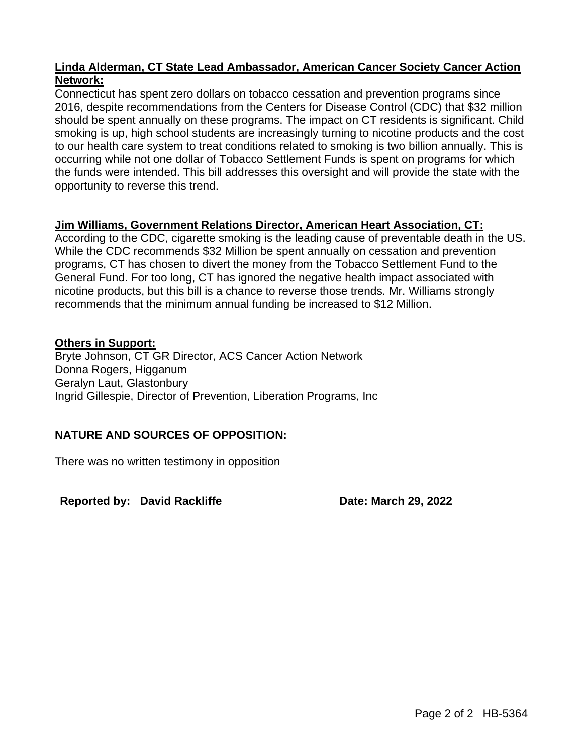**Linda Alderman, CT State Lead Ambassador, American Cancer Society Cancer Action Network:**

Connecticut has spent zero dollars on tobacco cessation and prevention programs since 2016, despite recommendations from the Centers for Disease Control (CDC) that $32 million should be spent annually on these programs. The impact on CT residents is significant. Child smoking is up, high school students are increasingly turning to nicotine products and the cost to our health care system to treat conditions related to smoking is two billion annually. This is occurring while not one dollar of Tobacco Settlement Funds is spent on programs for which the funds were intended. This bill addresses this oversight and will provide the state with the opportunity to reverse this trend.

**Jim Williams, Government Relations Director, American Heart Association, CT:**

According to the CDC, cigarette smoking is the leading cause of preventable death in the US. While the CDC recommends $32 Million be spent annually on cessation and prevention programs, CT has chosen to divert the money from the Tobacco Settlement Fund to the General Fund. For too long, CT has ignored the negative health impact associated with nicotine products, but this bill is a chance to reverse those trends. Mr. Williams strongly recommends that the minimum annual funding be increased to $12 Million.

**Others in Support:**

Bryte Johnson, CT GR Director, ACS Cancer Action Network
Donna Rogers, Higganum
Geralyn Laut, Glastonbury
Ingrid Gillespie, Director of Prevention, Liberation Programs, Inc

## NATURE AND SOURCES OF OPPOSITION:

There was no written testimony in opposition

**Reported by: David Rackliffe** **Date: March 29, 2022**